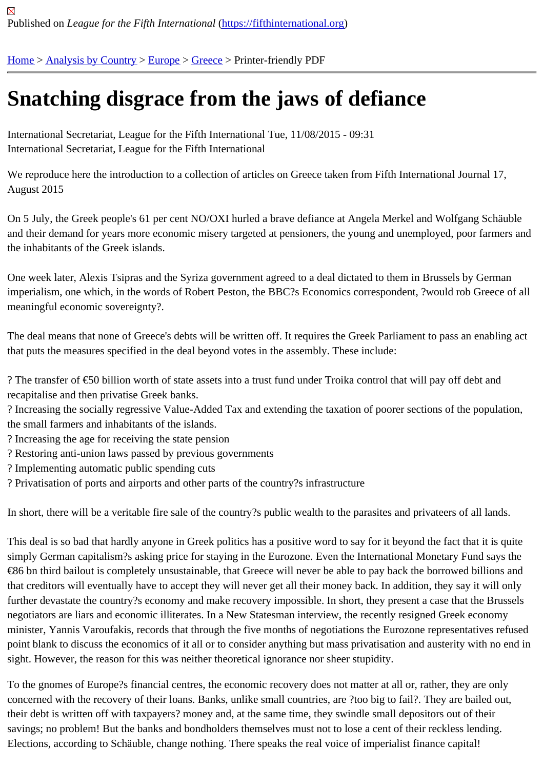Published on *League for the Fifth International* (https://fifthinternational.org)

Home > Analysis by Country > Europe > Greece > Printer-friendly PDF

# Snatching disgrace from the jaws of defiance

International Secretariat, League for the Fifth International Tue, 11/08/2015 - 09:31
International Secretariat, League for the Fifth International

We reproduce here the introduction to a collection of articles on Greece taken from Fifth International Journal 17, August 2015

On 5 July, the Greek people's 61 per cent NO/OXI hurled a brave defiance at Angela Merkel and Wolfgang Schäuble and their demand for years more economic misery targeted at pensioners, the young and unemployed, poor farmers and the inhabitants of the Greek islands.

One week later, Alexis Tsipras and the Syriza government agreed to a deal dictated to them in Brussels by German imperialism, one which, in the words of Robert Peston, the BBC?s Economics correspondent, ?would rob Greece of all meaningful economic sovereignty?.

The deal means that none of Greece's debts will be written off. It requires the Greek Parliament to pass an enabling act that puts the measures specified in the deal beyond votes in the assembly. These include:

? The transfer of €50 billion worth of state assets into a trust fund under Troika control that will pay off debt and recapitalise and then privatise Greek banks.
? Increasing the socially regressive Value-Added Tax and extending the taxation of poorer sections of the population, the small farmers and inhabitants of the islands.
? Increasing the age for receiving the state pension
? Restoring anti-union laws passed by previous governments
? Implementing automatic public spending cuts
? Privatisation of ports and airports and other parts of the country?s infrastructure

In short, there will be a veritable fire sale of the country?s public wealth to the parasites and privateers of all lands.

This deal is so bad that hardly anyone in Greek politics has a positive word to say for it beyond the fact that it is quite simply German capitalism?s asking price for staying in the Eurozone. Even the International Monetary Fund says the €86 bn third bailout is completely unsustainable, that Greece will never be able to pay back the borrowed billions and that creditors will eventually have to accept they will never get all their money back. In addition, they say it will only further devastate the country?s economy and make recovery impossible. In short, they present a case that the Brussels negotiators are liars and economic illiterates. In a New Statesman interview, the recently resigned Greek economy minister, Yannis Varoufakis, records that through the five months of negotiations the Eurozone representatives refused point blank to discuss the economics of it all or to consider anything but mass privatisation and austerity with no end in sight. However, the reason for this was neither theoretical ignorance nor sheer stupidity.

To the gnomes of Europe?s financial centres, the economic recovery does not matter at all or, rather, they are only concerned with the recovery of their loans. Banks, unlike small countries, are ?too big to fail?. They are bailed out, their debt is written off with taxpayers? money and, at the same time, they swindle small depositors out of their savings; no problem! But the banks and bondholders themselves must not to lose a cent of their reckless lending. Elections, according to Schäuble, change nothing. There speaks the real voice of imperialist finance capital!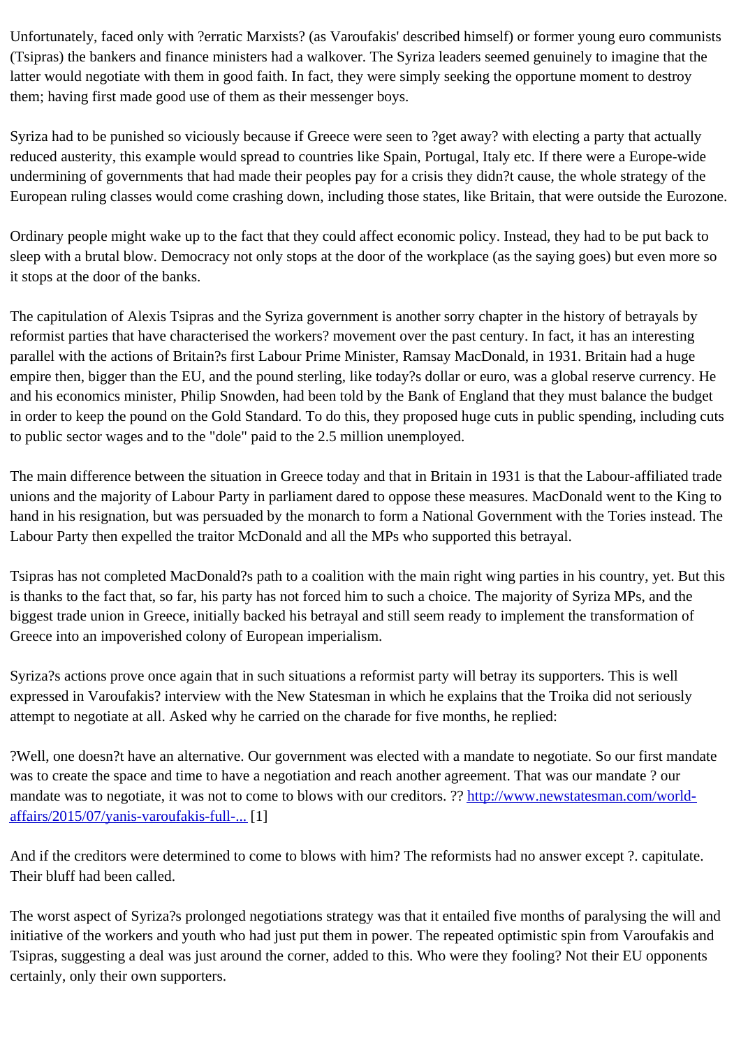Unfortunately, faced only with ?erratic Marxists? (as Varoufakis' described himself) or former young euro communists (Tsipras) the bankers and finance ministers had a walkover. The Syriza leaders seemed genuinely to imagine that the latter would negotiate with them in good faith. In fact, they were simply seeking the opportune moment to destroy them; having first made good use of them as their messenger boys.

Syriza had to be punished so viciously because if Greece were seen to ?get away? with electing a party that actually reduced austerity, this example would spread to countries like Spain, Portugal, Italy etc. If there were a Europe-wide undermining of governments that had made their peoples pay for a crisis they didn?t cause, the whole strategy of the European ruling classes would come crashing down, including those states, like Britain, that were outside the Eurozone.

Ordinary people might wake up to the fact that they could affect economic policy. Instead, they had to be put back to sleep with a brutal blow. Democracy not only stops at the door of the workplace (as the saying goes) but even more so it stops at the door of the banks.

The capitulation of Alexis Tsipras and the Syriza government is another sorry chapter in the history of betrayals by reformist parties that have characterised the workers? movement over the past century. In fact, it has an interesting parallel with the actions of Britain?s first Labour Prime Minister, Ramsay MacDonald, in 1931. Britain had a huge empire then, bigger than the EU, and the pound sterling, like today?s dollar or euro, was a global reserve currency. He and his economics minister, Philip Snowden, had been told by the Bank of England that they must balance the budget in order to keep the pound on the Gold Standard. To do this, they proposed huge cuts in public spending, including cuts to public sector wages and to the "dole" paid to the 2.5 million unemployed.

The main difference between the situation in Greece today and that in Britain in 1931 is that the Labour-affiliated trade unions and the majority of Labour Party in parliament dared to oppose these measures. MacDonald went to the King to hand in his resignation, but was persuaded by the monarch to form a National Government with the Tories instead. The Labour Party then expelled the traitor McDonald and all the MPs who supported this betrayal.

Tsipras has not completed MacDonald?s path to a coalition with the main right wing parties in his country, yet. But this is thanks to the fact that, so far, his party has not forced him to such a choice. The majority of Syriza MPs, and the biggest trade union in Greece, initially backed his betrayal and still seem ready to implement the transformation of Greece into an impoverished colony of European imperialism.

Syriza?s actions prove once again that in such situations a reformist party will betray its supporters. This is well expressed in Varoufakis? interview with the New Statesman in which he explains that the Troika did not seriously attempt to negotiate at all. Asked why he carried on the charade for five months, he replied:

?Well, one doesn?t have an alternative. Our government was elected with a mandate to negotiate. So our first mandate was to create the space and time to have a negotiation and reach another agreement. That was our mandate ? our mandate was to negotiate, it was not to come to blows with our creditors. ?? [http://www.newstatesman.com/world-affairs/2015/07/yanis-varoufakis-full-...](http://www.newstatesman.com/world-affairs/2015/07/yanis-varoufakis-full-...) [1]

And if the creditors were determined to come to blows with him? The reformists had no answer except ?. capitulate. Their bluff had been called.

The worst aspect of Syriza?s prolonged negotiations strategy was that it entailed five months of paralysing the will and initiative of the workers and youth who had just put them in power. The repeated optimistic spin from Varoufakis and Tsipras, suggesting a deal was just around the corner, added to this. Who were they fooling? Not their EU opponents certainly, only their own supporters.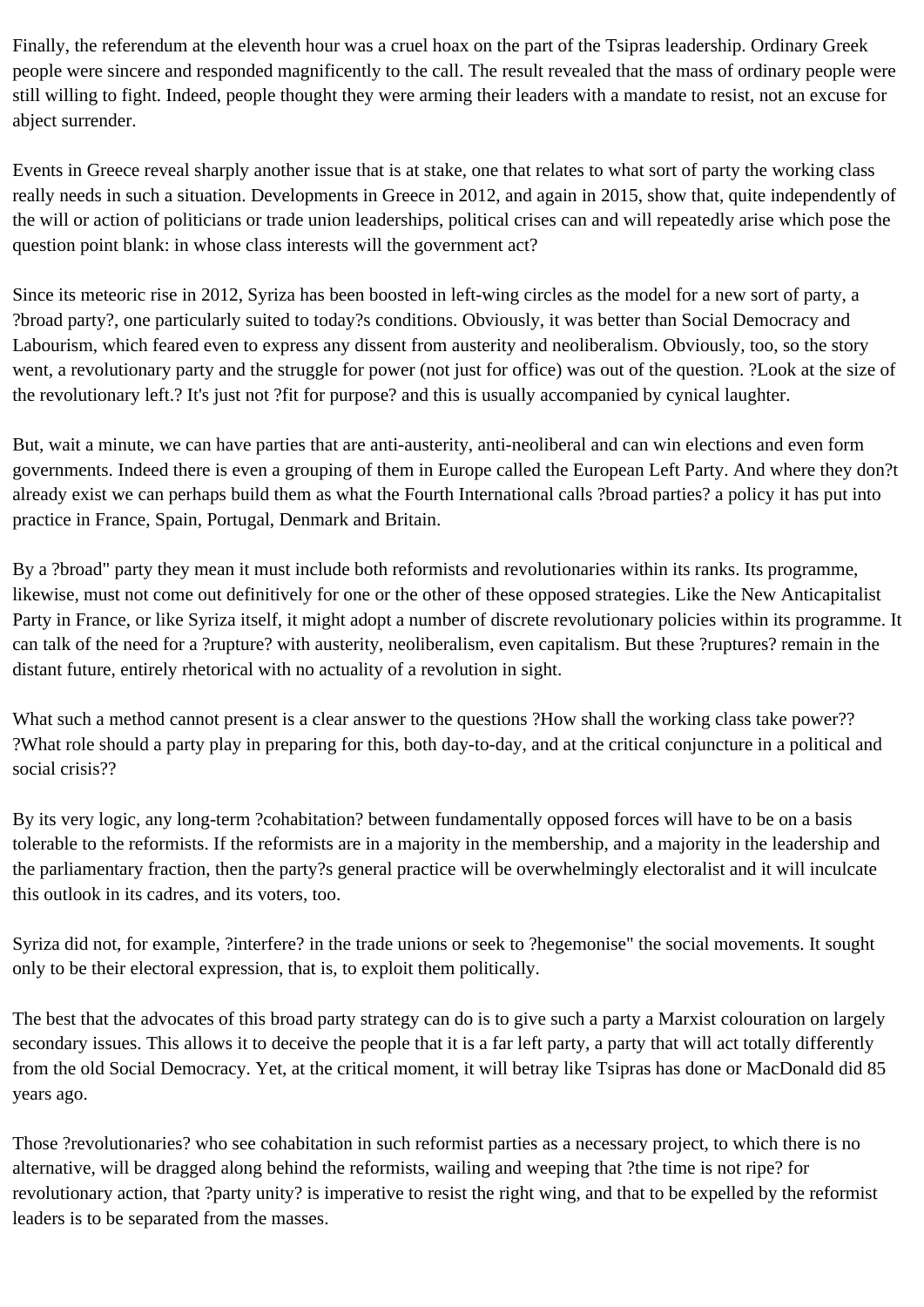Finally, the referendum at the eleventh hour was a cruel hoax on the part of the Tsipras leadership. Ordinary Greek people were sincere and responded magnificently to the call. The result revealed that the mass of ordinary people were still willing to fight. Indeed, people thought they were arming their leaders with a mandate to resist, not an excuse for abject surrender.

Events in Greece reveal sharply another issue that is at stake, one that relates to what sort of party the working class really needs in such a situation. Developments in Greece in 2012, and again in 2015, show that, quite independently of the will or action of politicians or trade union leaderships, political crises can and will repeatedly arise which pose the question point blank: in whose class interests will the government act?

Since its meteoric rise in 2012, Syriza has been boosted in left-wing circles as the model for a new sort of party, a ?broad party?, one particularly suited to today?s conditions. Obviously, it was better than Social Democracy and Labourism, which feared even to express any dissent from austerity and neoliberalism. Obviously, too, so the story went, a revolutionary party and the struggle for power (not just for office) was out of the question. ?Look at the size of the revolutionary left.? It's just not ?fit for purpose? and this is usually accompanied by cynical laughter.

But, wait a minute, we can have parties that are anti-austerity, anti-neoliberal and can win elections and even form governments. Indeed there is even a grouping of them in Europe called the European Left Party. And where they don?t already exist we can perhaps build them as what the Fourth International calls ?broad parties? a policy it has put into practice in France, Spain, Portugal, Denmark and Britain.

By a ?broad" party they mean it must include both reformists and revolutionaries within its ranks. Its programme, likewise, must not come out definitively for one or the other of these opposed strategies. Like the New Anticapitalist Party in France, or like Syriza itself, it might adopt a number of discrete revolutionary policies within its programme. It can talk of the need for a ?rupture? with austerity, neoliberalism, even capitalism. But these ?ruptures? remain in the distant future, entirely rhetorical with no actuality of a revolution in sight.

What such a method cannot present is a clear answer to the questions ?How shall the working class take power?? ?What role should a party play in preparing for this, both day-to-day, and at the critical conjuncture in a political and social crisis??

By its very logic, any long-term ?cohabitation? between fundamentally opposed forces will have to be on a basis tolerable to the reformists. If the reformists are in a majority in the membership, and a majority in the leadership and the parliamentary fraction, then the party?s general practice will be overwhelmingly electoralist and it will inculcate this outlook in its cadres, and its voters, too.

Syriza did not, for example, ?interfere? in the trade unions or seek to ?hegemonise" the social movements. It sought only to be their electoral expression, that is, to exploit them politically.

The best that the advocates of this broad party strategy can do is to give such a party a Marxist colouration on largely secondary issues. This allows it to deceive the people that it is a far left party, a party that will act totally differently from the old Social Democracy. Yet, at the critical moment, it will betray like Tsipras has done or MacDonald did 85 years ago.

Those ?revolutionaries? who see cohabitation in such reformist parties as a necessary project, to which there is no alternative, will be dragged along behind the reformists, wailing and weeping that ?the time is not ripe? for revolutionary action, that ?party unity? is imperative to resist the right wing, and that to be expelled by the reformist leaders is to be separated from the masses.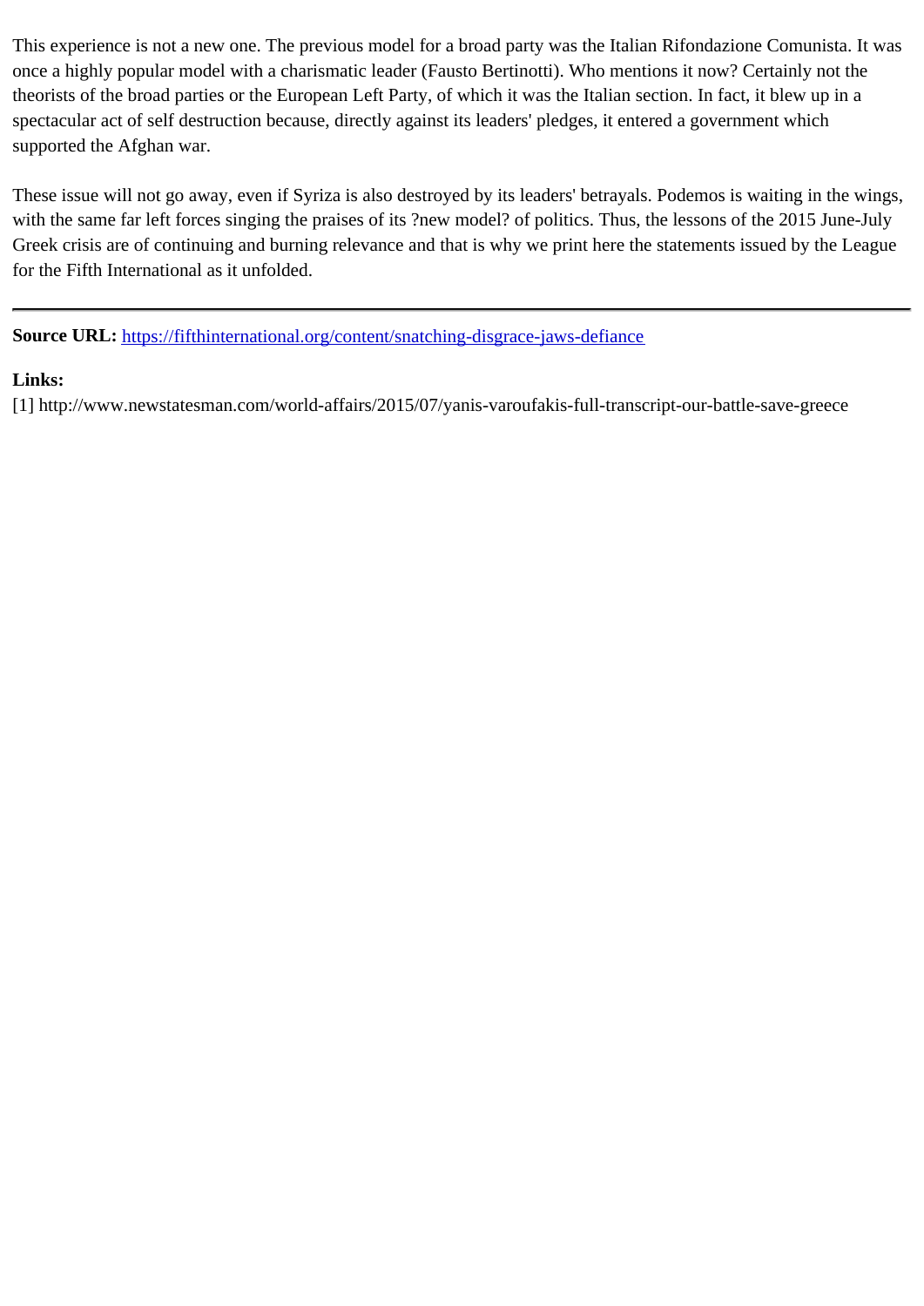This experience is not a new one. The previous model for a broad party was the Italian Rifondazione Comunista. It was once a highly popular model with a charismatic leader (Fausto Bertinotti). Who mentions it now? Certainly not the theorists of the broad parties or the European Left Party, of which it was the Italian section. In fact, it blew up in a spectacular act of self destruction because, directly against its leaders' pledges, it entered a government which supported the Afghan war.

These issue will not go away, even if Syriza is also destroyed by its leaders' betrayals. Podemos is waiting in the wings, with the same far left forces singing the praises of its ?new model? of politics. Thus, the lessons of the 2015 June-July Greek crisis are of continuing and burning relevance and that is why we print here the statements issued by the League for the Fifth International as it unfolded.

---

**Source URL:** https://fifthinternational.org/content/snatching-disgrace-jaws-defiance

**Links:**
[1] http://www.newstatesman.com/world-affairs/2015/07/yanis-varoufakis-full-transcript-our-battle-save-greece